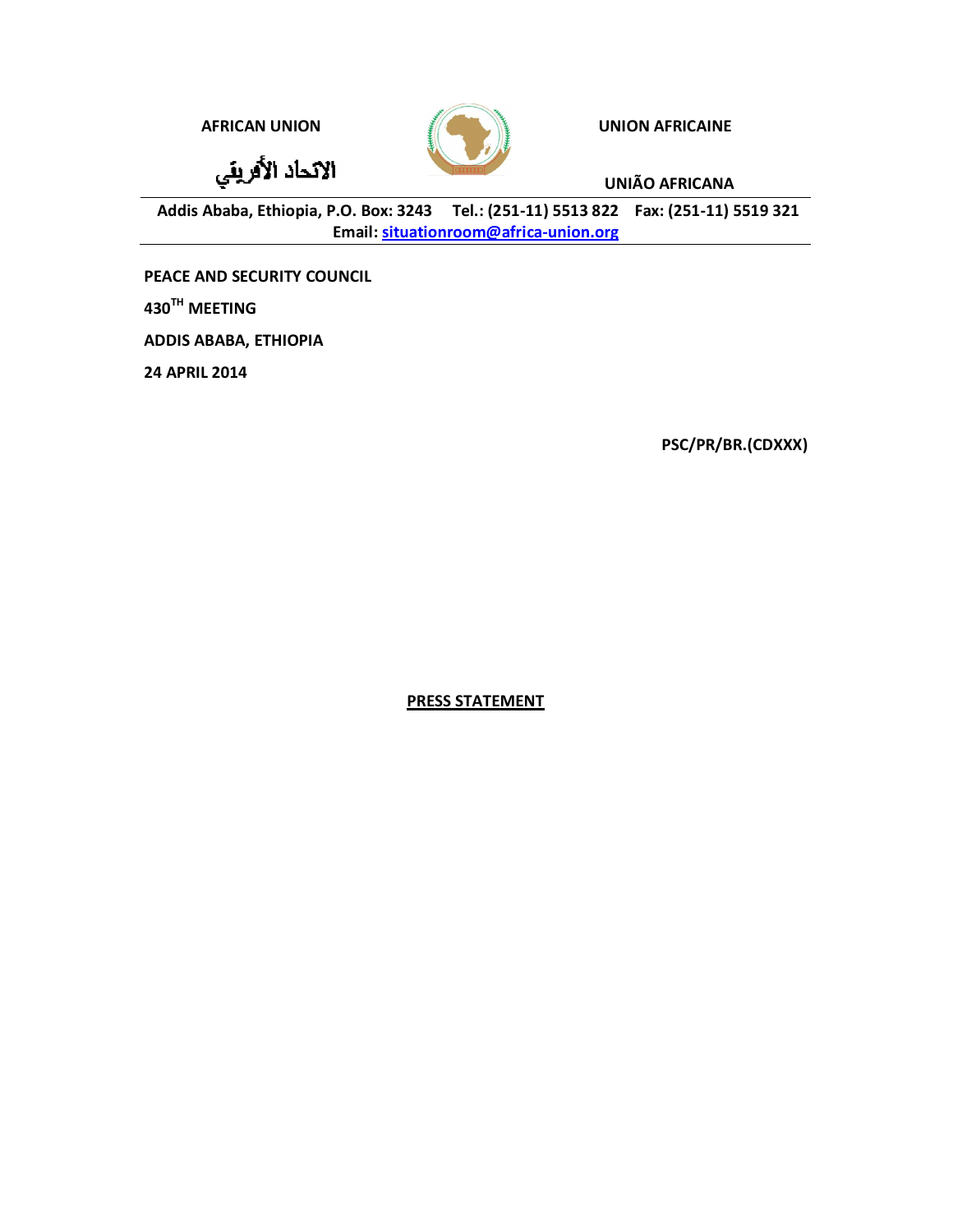**AFRICAN UNION**

**الاتحاد الأفريقي**

**UNION AFRICAINE**

**UNIÃO AFRICANA**

**Addis Ababa, Ethiopia, P.O. Box: 3243 Tel.: (251-11) 5513 822 Fax: (251-11) 5519 321**
**Email: situationroom@africa-union.org**

**PEACE AND SECURITY COUNCIL**

**430TH MEETING**

**ADDIS ABABA, ETHIOPIA**

**24 APRIL 2014**

**PSC/PR/BR.(CDXXX)**

# PRESS STATEMENT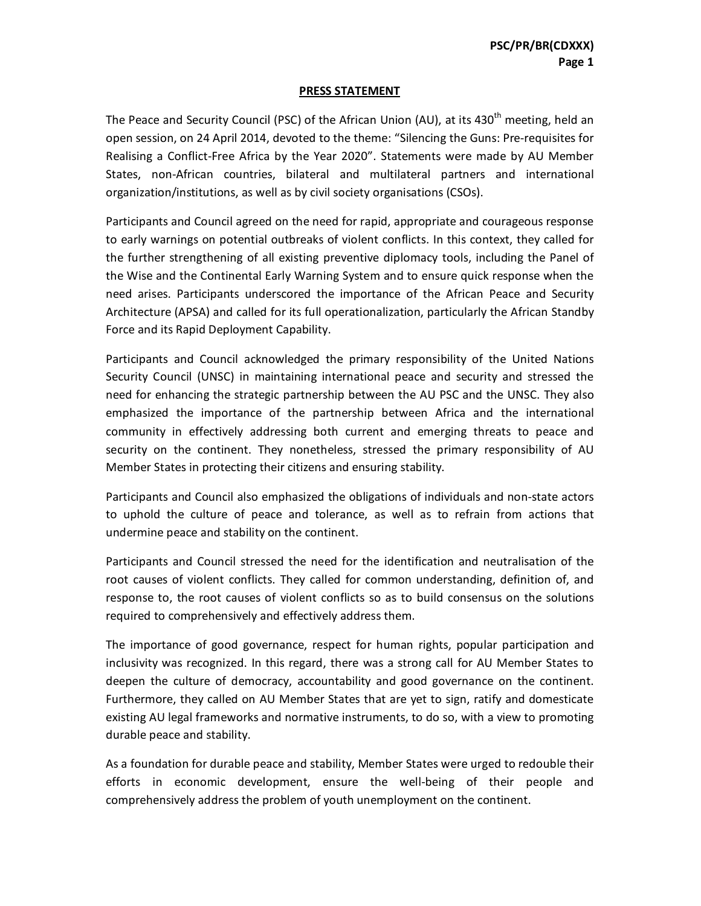## PRESS STATEMENT

The Peace and Security Council (PSC) of the African Union (AU), at its 430th meeting, held an open session, on 24 April 2014, devoted to the theme: "Silencing the Guns: Pre-requisites for Realising a Conflict-Free Africa by the Year 2020". Statements were made by AU Member States, non-African countries, bilateral and multilateral partners and international organization/institutions, as well as by civil society organisations (CSOs).

Participants and Council agreed on the need for rapid, appropriate and courageous response to early warnings on potential outbreaks of violent conflicts. In this context, they called for the further strengthening of all existing preventive diplomacy tools, including the Panel of the Wise and the Continental Early Warning System and to ensure quick response when the need arises. Participants underscored the importance of the African Peace and Security Architecture (APSA) and called for its full operationalization, particularly the African Standby Force and its Rapid Deployment Capability.

Participants and Council acknowledged the primary responsibility of the United Nations Security Council (UNSC) in maintaining international peace and security and stressed the need for enhancing the strategic partnership between the AU PSC and the UNSC. They also emphasized the importance of the partnership between Africa and the international community in effectively addressing both current and emerging threats to peace and security on the continent. They nonetheless, stressed the primary responsibility of AU Member States in protecting their citizens and ensuring stability.

Participants and Council also emphasized the obligations of individuals and non-state actors to uphold the culture of peace and tolerance, as well as to refrain from actions that undermine peace and stability on the continent.

Participants and Council stressed the need for the identification and neutralisation of the root causes of violent conflicts. They called for common understanding, definition of, and response to, the root causes of violent conflicts so as to build consensus on the solutions required to comprehensively and effectively address them.

The importance of good governance, respect for human rights, popular participation and inclusivity was recognized. In this regard, there was a strong call for AU Member States to deepen the culture of democracy, accountability and good governance on the continent. Furthermore, they called on AU Member States that are yet to sign, ratify and domesticate existing AU legal frameworks and normative instruments, to do so, with a view to promoting durable peace and stability.

As a foundation for durable peace and stability, Member States were urged to redouble their efforts in economic development, ensure the well-being of their people and comprehensively address the problem of youth unemployment on the continent.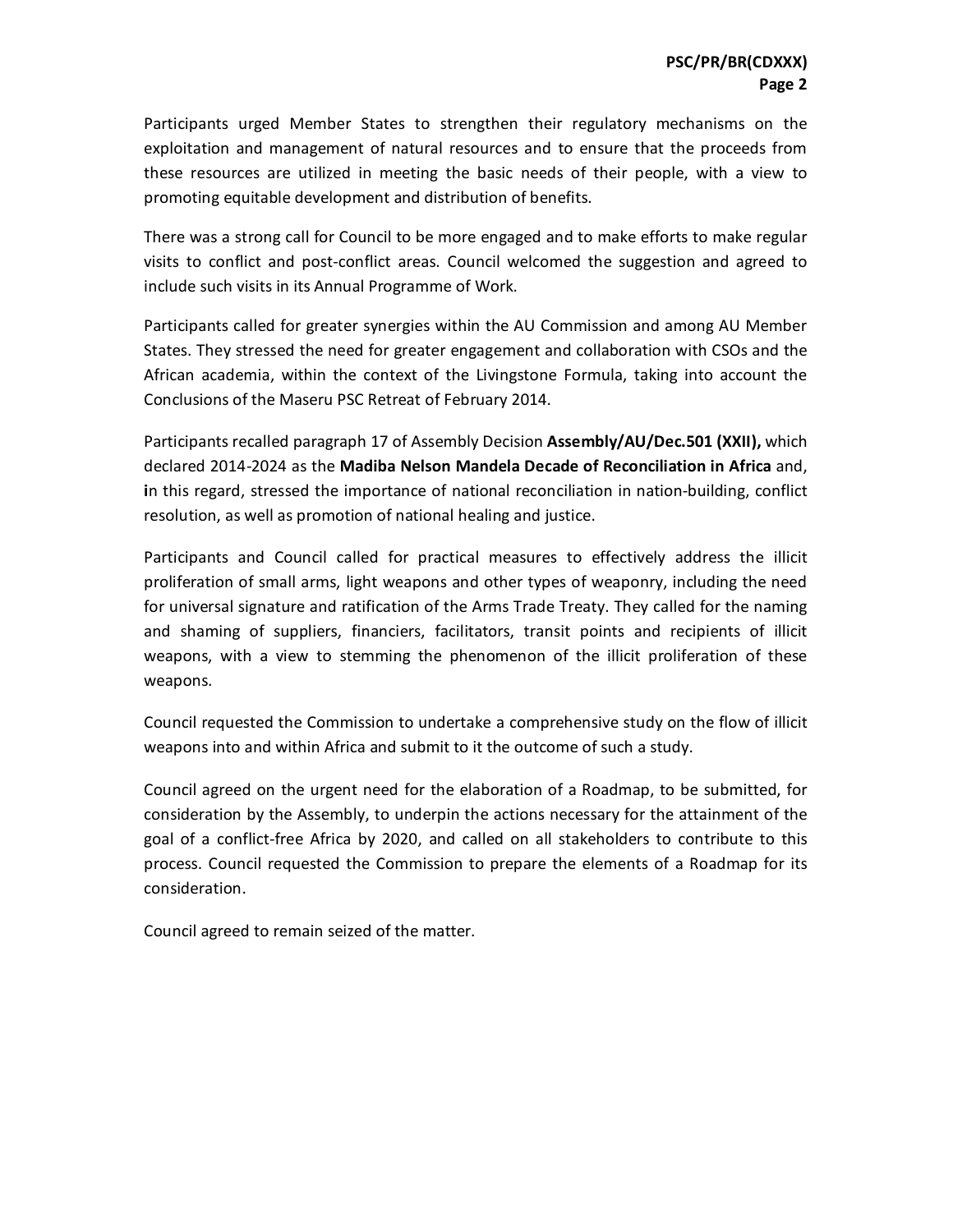Participants urged Member States to strengthen their regulatory mechanisms on the exploitation and management of natural resources and to ensure that the proceeds from these resources are utilized in meeting the basic needs of their people, with a view to promoting equitable development and distribution of benefits.

There was a strong call for Council to be more engaged and to make efforts to make regular visits to conflict and post-conflict areas. Council welcomed the suggestion and agreed to include such visits in its Annual Programme of Work.

Participants called for greater synergies within the AU Commission and among AU Member States. They stressed the need for greater engagement and collaboration with CSOs and the African academia, within the context of the Livingstone Formula, taking into account the Conclusions of the Maseru PSC Retreat of February 2014.

Participants recalled paragraph 17 of Assembly Decision **Assembly/AU/Dec.501 (XXII),** which declared 2014-2024 as the **Madiba Nelson Mandela Decade of Reconciliation in Africa** and, **i**n this regard, stressed the importance of national reconciliation in nation-building, conflict resolution, as well as promotion of national healing and justice.

Participants and Council called for practical measures to effectively address the illicit proliferation of small arms, light weapons and other types of weaponry, including the need for universal signature and ratification of the Arms Trade Treaty. They called for the naming and shaming of suppliers, financiers, facilitators, transit points and recipients of illicit weapons, with a view to stemming the phenomenon of the illicit proliferation of these weapons.

Council requested the Commission to undertake a comprehensive study on the flow of illicit weapons into and within Africa and submit to it the outcome of such a study.

Council agreed on the urgent need for the elaboration of a Roadmap, to be submitted, for consideration by the Assembly, to underpin the actions necessary for the attainment of the goal of a conflict-free Africa by 2020, and called on all stakeholders to contribute to this process. Council requested the Commission to prepare the elements of a Roadmap for its consideration.

Council agreed to remain seized of the matter.